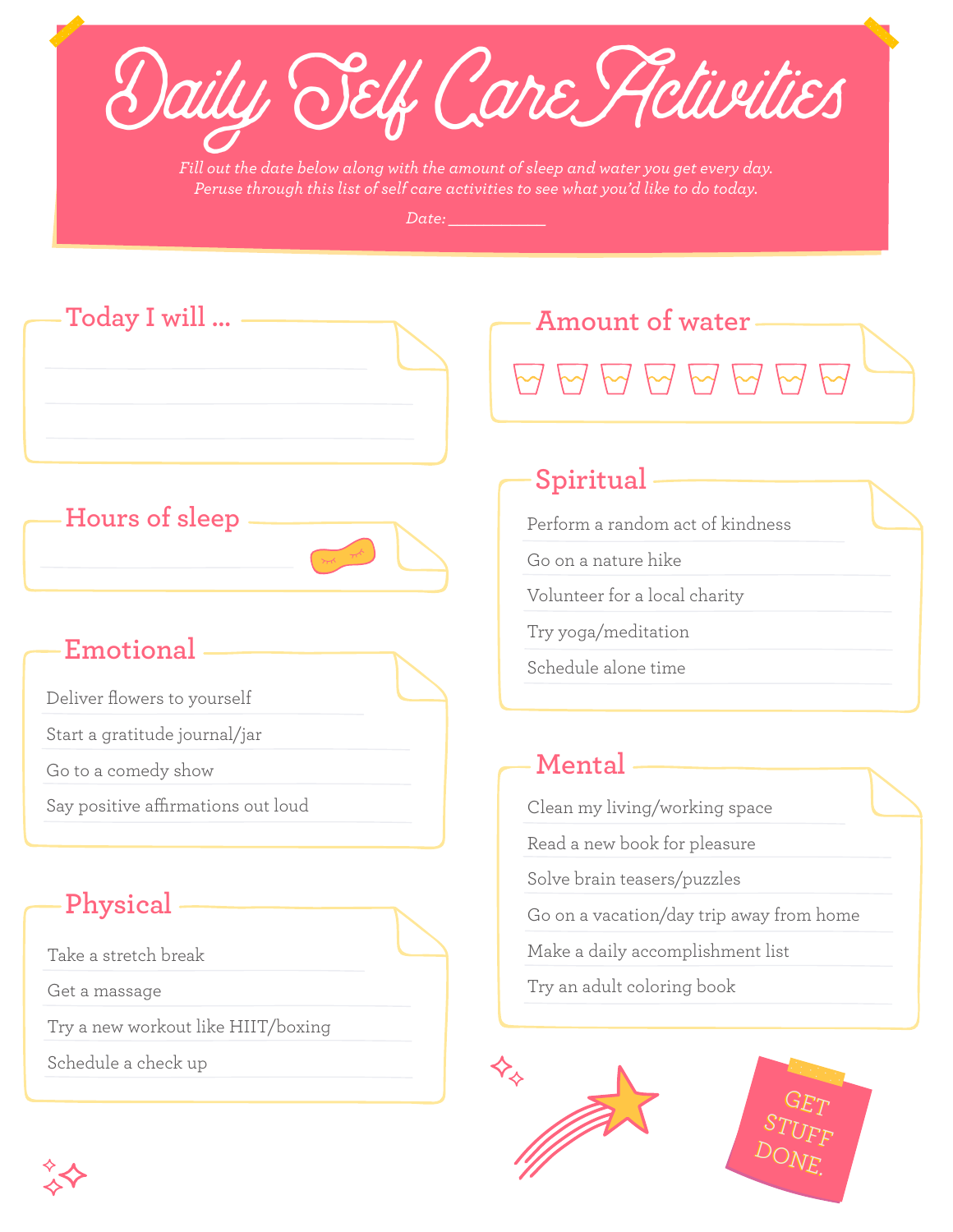# Daily Self Care Activities

*Fill out the date below along with the amount of sleep and water you get every day.*
*Peruse through this list of self care activities to see what you'd like to do today.*

*Date:* ___________

## Today I will ...

______________________________

______________________________

______________________________

## Hours of sleep

______________________________

## Emotional

- Deliver flowers to yourself
- Start a gratitude journal/jar
- Go to a comedy show
- Say positive affirmations out loud

## Physical

- Take a stretch break
- Get a massage
- Try a new workout like HIIT/boxing
- Schedule a check up

## Amount of water

## Spiritual

- Perform a random act of kindness
- Go on a nature hike
- Volunteer for a local charity
- Try yoga/meditation
- Schedule alone time

## Mental

- Clean my living/working space
- Read a new book for pleasure
- Solve brain teasers/puzzles
- Go on a vacation/day trip away from home
- Make a daily accomplishment list
- Try an adult coloring book

GET STUFF DONE.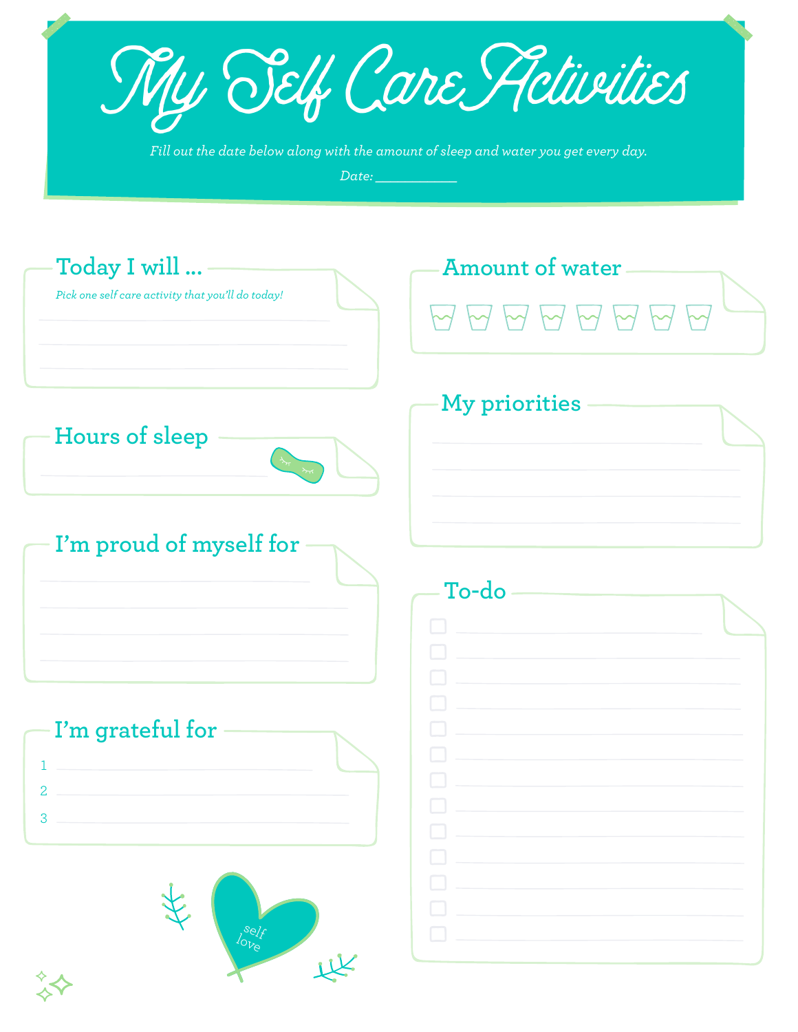# My Self Care Activities

*Fill out the date below along with the amount of sleep and water you get every day.*

*Date: ___________*

## Today I will ...

*Pick one self care activity that you'll do today!*

## Hours of sleep

## I'm proud of myself for

## I'm grateful for

1
2
3

self love

## Amount of water

## My priorities

## To-do

- [ ]
- [ ]
- [ ]
- [ ]
- [ ]
- [ ]
- [ ]
- [ ]
- [ ]
- [ ]
- [ ]
- [ ]
- [ ]